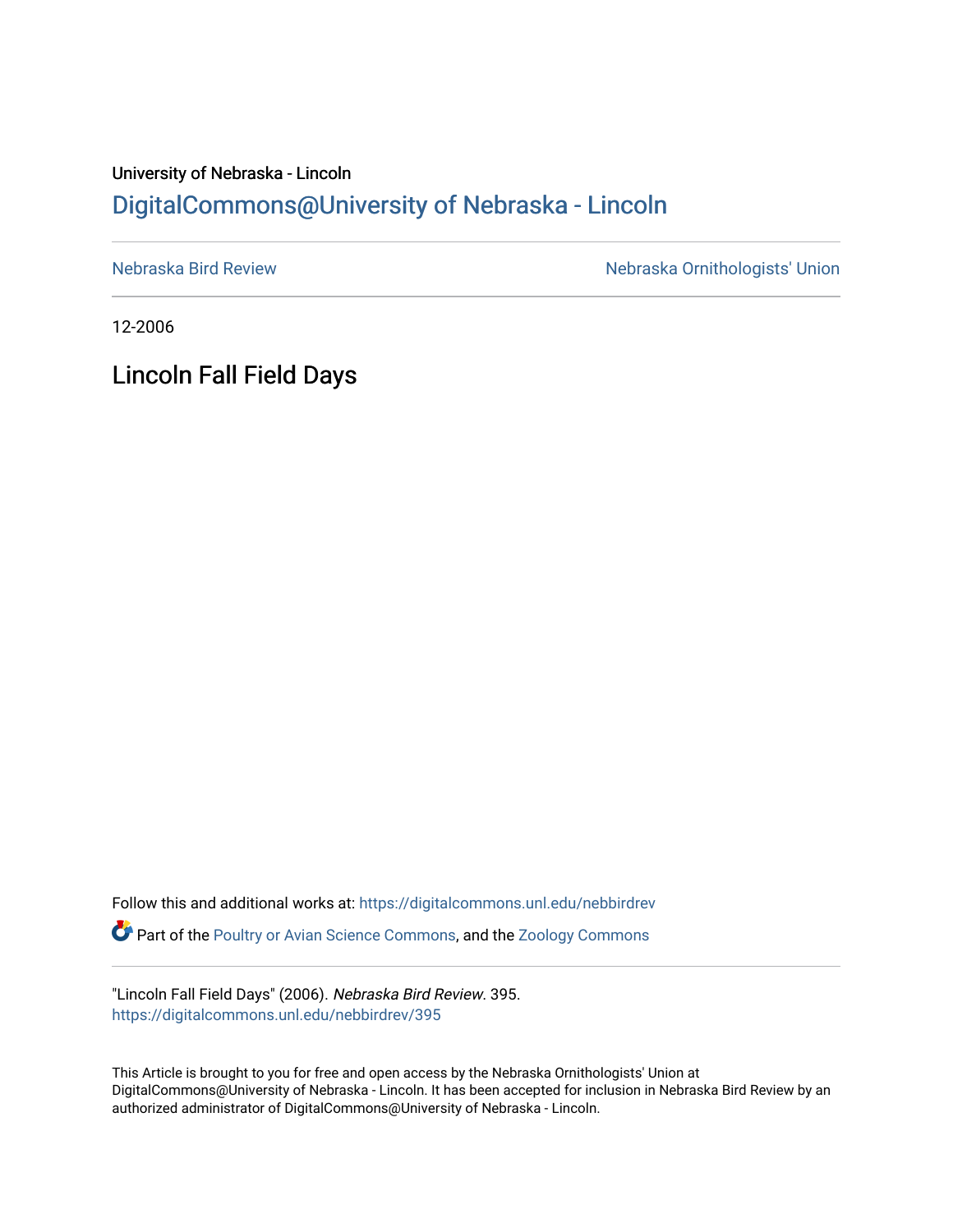University of Nebraska - Lincoln

## DigitalCommons@University of Nebraska - Lincoln

Nebraska Bird Review

Nebraska Ornithologists' Union

12-2006

# Lincoln Fall Field Days

Follow this and additional works at: https://digitalcommons.unl.edu/nebbirdrev

Part of the Poultry or Avian Science Commons, and the Zoology Commons

"Lincoln Fall Field Days" (2006). *Nebraska Bird Review*. 395.
https://digitalcommons.unl.edu/nebbirdrev/395

This Article is brought to you for free and open access by the Nebraska Ornithologists' Union at DigitalCommons@University of Nebraska - Lincoln. It has been accepted for inclusion in Nebraska Bird Review by an authorized administrator of DigitalCommons@University of Nebraska - Lincoln.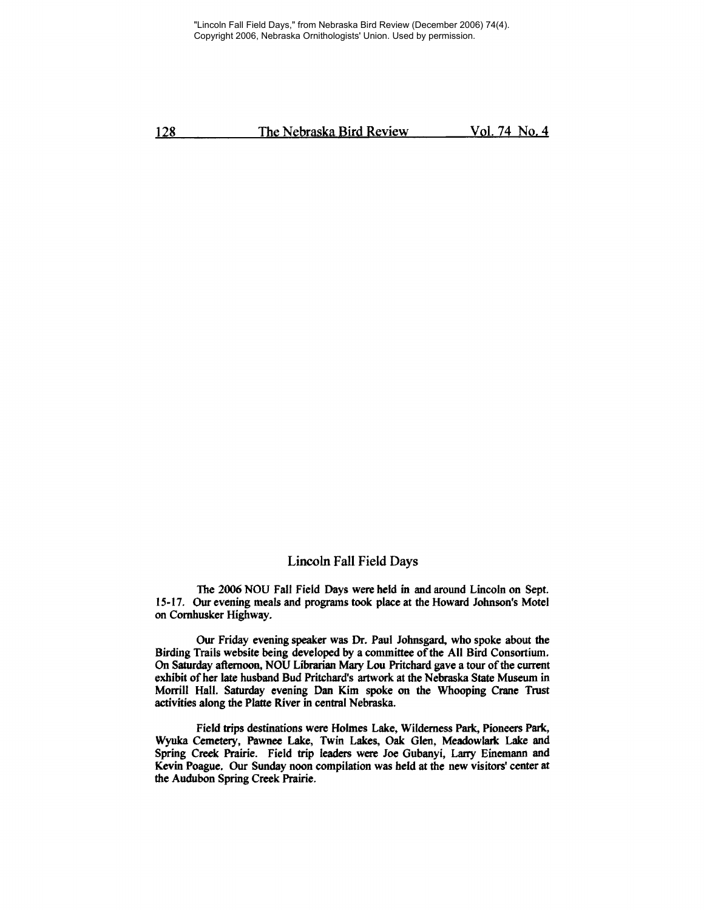"Lincoln Fall Field Days," from Nebraska Bird Review (December 2006) 74(4). Copyright 2006, Nebraska Ornithologists' Union. Used by permission.

## Lincoln Fall Field Days

The 2006 NOU Fall Field Days were held in and around Lincoln on Sept. 15-17. Our evening meals and programs took place at the Howard Johnson's Motel on Cornhusker Highway.

Our Friday evening speaker was Dr. Paul Johnsgard, who spoke about the Birding Trails website being developed by a committee of the All Bird Consortium. On Saturday afternoon, NOU Librarian Mary Lou Pritchard gave a tour of the current exhibit of her late husband Bud Pritchard's artwork at the Nebraska State Museum in Morrill Hall. Saturday evening Dan Kim spoke on the Whooping Crane Trust activities along the Platte River in central Nebraska.

Field trips destinations were Holmes Lake, Wilderness Park, Pioneers Park, Wyuka Cemetery, Pawnee Lake, Twin Lakes, Oak Glen, Meadowlark Lake and Spring Creek Prairie. Field trip leaders were Joe Gubanyi, Larry Einemann and Kevin Poague. Our Sunday noon compilation was held at the new visitors' center at the Audubon Spring Creek Prairie.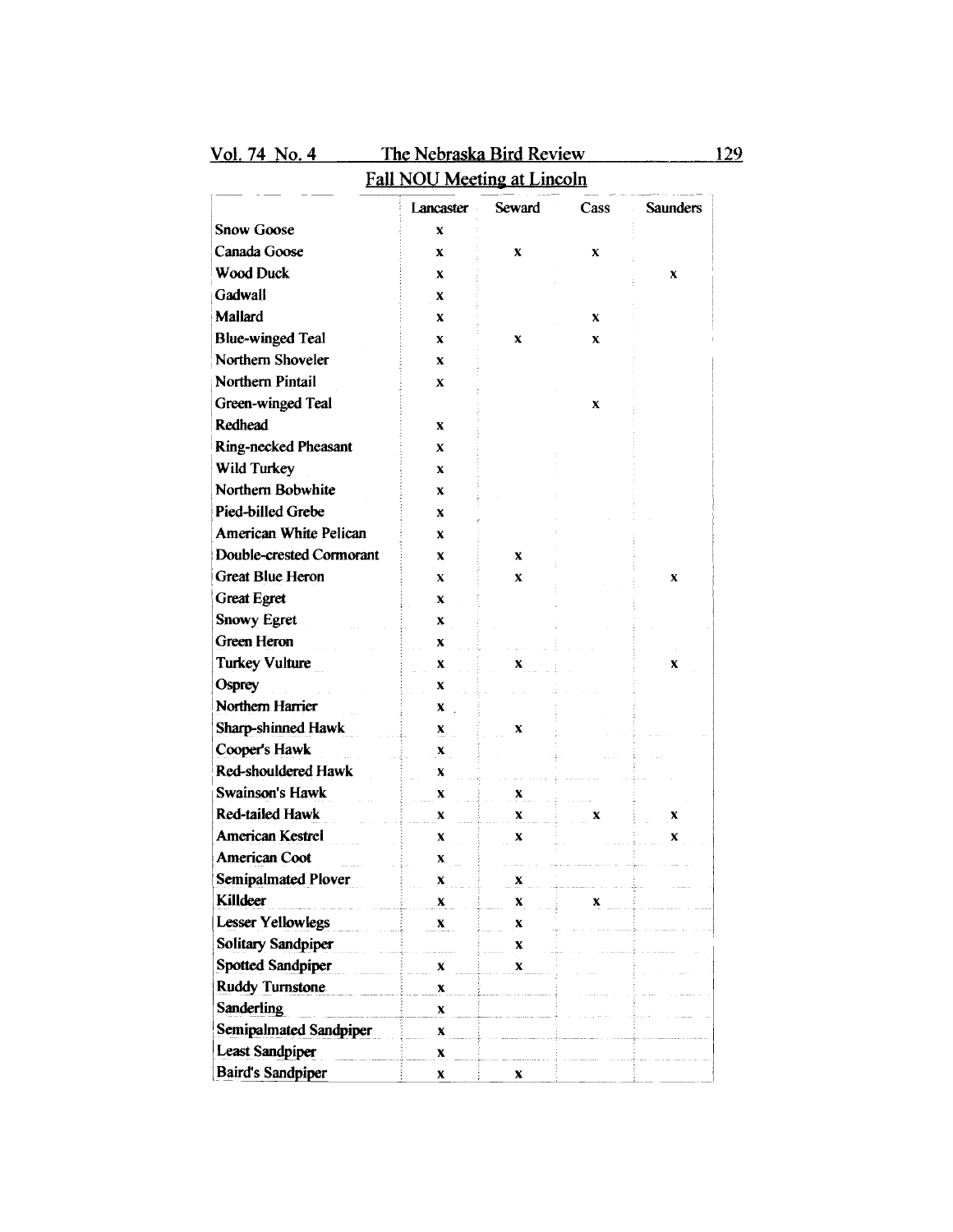## Fall NOU Meeting at Lincoln

| | Lancaster | Seward | Cass | Saunders |
|---|---|---|---|---|
| Snow Goose | x | | | |
| Canada Goose | x | x | x | |
| Wood Duck | x | | | x |
| Gadwall | x | | | |
| Mallard | x | | x | |
| Blue-winged Teal | x | x | x | |
| Northern Shoveler | x | | | |
| Northern Pintail | x | | | |
| Green-winged Teal | | | x | |
| Redhead | x | | | |
| Ring-necked Pheasant | x | | | |
| Wild Turkey | x | | | |
| Northern Bobwhite | x | | | |
| Pied-billed Grebe | x | | | |
| American White Pelican | x | | | |
| Double-crested Cormorant | x | x | | |
| Great Blue Heron | x | x | | x |
| Great Egret | x | | | |
| Snowy Egret | x | | | |
| Green Heron | x | | | |
| Turkey Vulture | x | x | | x |
| Osprey | x | | | |
| Northern Harrier | x | | | |
| Sharp-shinned Hawk | x | x | | |
| Cooper's Hawk | x | | | |
| Red-shouldered Hawk | x | | | |
| Swainson's Hawk | x | x | | |
| Red-tailed Hawk | x | x | x | x |
| American Kestrel | x | x | | x |
| American Coot | x | | | |
| Semipalmated Plover | x | x | | |
| Killdeer | x | x | x | |
| Lesser Yellowlegs | x | x | | |
| Solitary Sandpiper | | x | | |
| Spotted Sandpiper | x | x | | |
| Ruddy Turnstone | x | | | |
| Sanderling | x | | | |
| Semipalmated Sandpiper | x | | | |
| Least Sandpiper | x | | | |
| Baird's Sandpiper | x | x | | |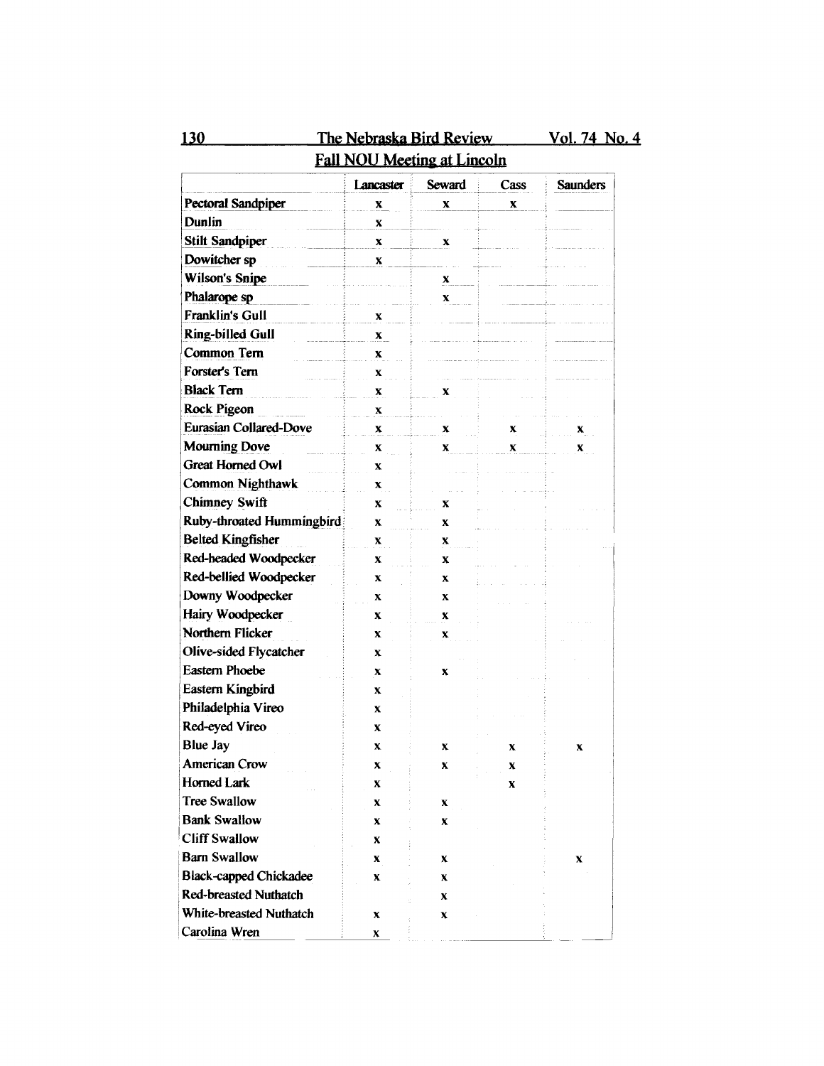## Fall NOU Meeting at Lincoln

| | Lancaster | Seward | Cass | Saunders |
|---|---|---|---|---|
| Pectoral Sandpiper | x | x | x | |
| Dunlin | x | | | |
| Stilt Sandpiper | x | x | | |
| Dowitcher sp | x | | | |
| Wilson's Snipe | | x | | |
| Phalarope sp | | x | | |
| Franklin's Gull | x | | | |
| Ring-billed Gull | x | | | |
| Common Tern | x | | | |
| Forster's Tern | x | | | |
| Black Tern | x | x | | |
| Rock Pigeon | x | | | |
| Eurasian Collared-Dove | x | x | x | x |
| Mourning Dove | x | x | x | x |
| Great Horned Owl | x | | | |
| Common Nighthawk | x | | | |
| Chimney Swift | x | x | | |
| Ruby-throated Hummingbird | x | x | | |
| Belted Kingfisher | x | x | | |
| Red-headed Woodpecker | x | x | | |
| Red-bellied Woodpecker | x | x | | |
| Downy Woodpecker | x | x | | |
| Hairy Woodpecker | x | x | | |
| Northern Flicker | x | x | | |
| Olive-sided Flycatcher | x | | | |
| Eastern Phoebe | x | x | | |
| Eastern Kingbird | x | | | |
| Philadelphia Vireo | x | | | |
| Red-eyed Vireo | x | | | |
| Blue Jay | x | x | x | x |
| American Crow | x | x | x | |
| Horned Lark | x | | x | |
| Tree Swallow | x | x | | |
| Bank Swallow | x | x | | |
| Cliff Swallow | x | | | |
| Barn Swallow | x | x | | x |
| Black-capped Chickadee | x | x | | |
| Red-breasted Nuthatch | | x | | |
| White-breasted Nuthatch | x | x | | |
| Carolina Wren | x | | | |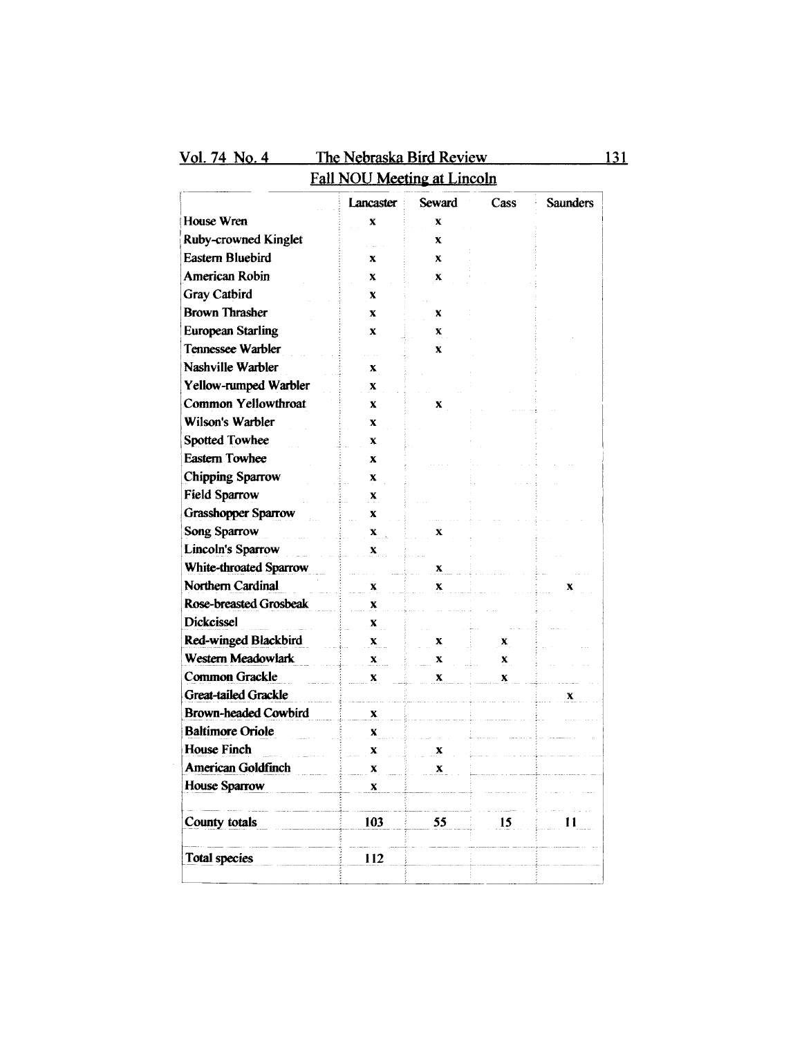## Fall NOU Meeting at Lincoln

| | Lancaster | Seward | Cass | Saunders |
|---|---|---|---|---|
| House Wren | x | x | | |
| Ruby-crowned Kinglet | | x | | |
| Eastern Bluebird | x | x | | |
| American Robin | x | x | | |
| Gray Catbird | x | | | |
| Brown Thrasher | x | x | | |
| European Starling | x | x | | |
| Tennessee Warbler | | x | | |
| Nashville Warbler | x | | | |
| Yellow-rumped Warbler | x | | | |
| Common Yellowthroat | x | x | | |
| Wilson's Warbler | x | | | |
| Spotted Towhee | x | | | |
| Eastern Towhee | x | | | |
| Chipping Sparrow | x | | | |
| Field Sparrow | x | | | |
| Grasshopper Sparrow | x | | | |
| Song Sparrow | x | x | | |
| Lincoln's Sparrow | x | | | |
| White-throated Sparrow | | x | | |
| Northern Cardinal | x | x | | x |
| Rose-breasted Grosbeak | x | | | |
| Dickcissel | x | | | |
| Red-winged Blackbird | x | x | x | |
| Western Meadowlark | x | x | x | |
| Common Grackle | x | x | x | |
| Great-tailed Grackle | | | | x |
| Brown-headed Cowbird | x | | | |
| Baltimore Oriole | x | | | |
| House Finch | x | x | | |
| American Goldfinch | x | x | | |
| House Sparrow | x | | | |
| | | | | |
| County totals | 103 | 55 | 15 | 11 |
| | | | | |
| Total species | 112 | | | |